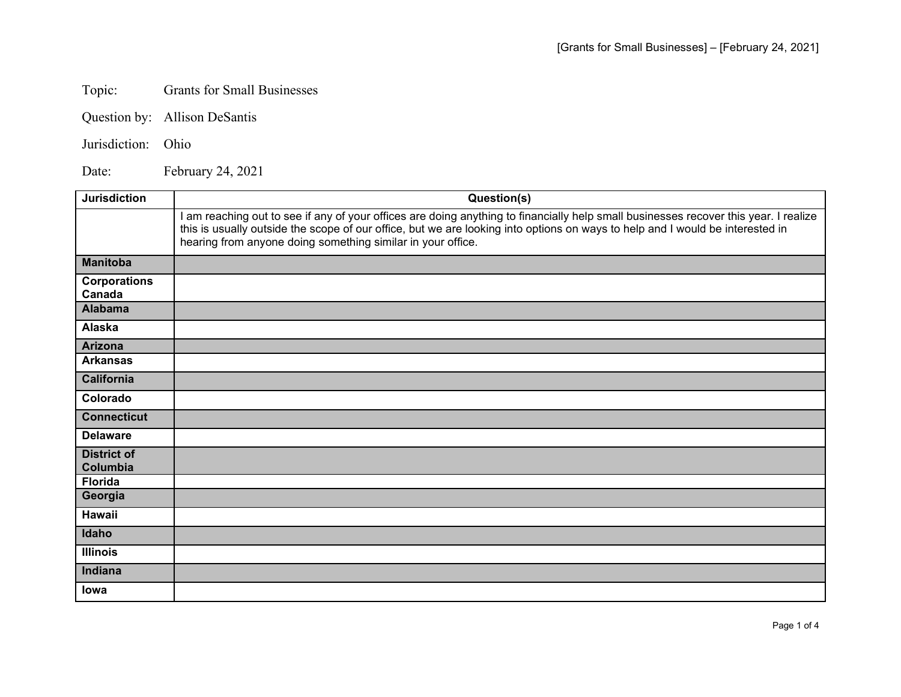Topic: Grants for Small Businesses

Question by: Allison DeSantis

Jurisdiction: Ohio

Date: February 24, 2021

| Jurisdiction | Question(s) |
|---|---|
| | I am reaching out to see if any of your offices are doing anything to financially help small businesses recover this year. I realize this is usually outside the scope of our office, but we are looking into options on ways to help and I would be interested in hearing from anyone doing something similar in your office. |
| **Manitoba** | |
| **Corporations Canada** | |
| **Alabama** | |
| **Alaska** | |
| **Arizona** | |
| **Arkansas** | |
| **California** | |
| **Colorado** | |
| **Connecticut** | |
| **Delaware** | |
| **District of Columbia** | |
| **Florida** | |
| **Georgia** | |
| **Hawaii** | |
| **Idaho** | |
| **Illinois** | |
| **Indiana** | |
| **Iowa** | |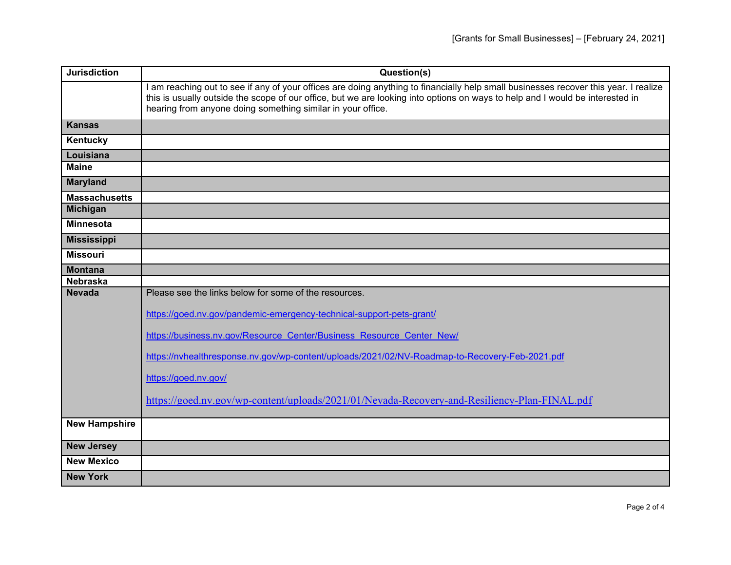| Jurisdiction | Question(s) |
|---|---|
| | I am reaching out to see if any of your offices are doing anything to financially help small businesses recover this year. I realize this is usually outside the scope of our office, but we are looking into options on ways to help and I would be interested in hearing from anyone doing something similar in your office. |
| **Kansas** | |
| **Kentucky** | |
| **Louisiana** | |
| **Maine** | |
| **Maryland** | |
| **Massachusetts** | |
| **Michigan** | |
| **Minnesota** | |
| **Mississippi** | |
| **Missouri** | |
| **Montana** | |
| **Nebraska** | |
| **Nevada** | Please see the links below for some of the resources.<br><br>https://goed.nv.gov/pandemic-emergency-technical-support-pets-grant/<br><br>https://business.nv.gov/Resource_Center/Business_Resource_Center_New/<br><br>https://nvhealthresponse.nv.gov/wp-content/uploads/2021/02/NV-Roadmap-to-Recovery-Feb-2021.pdf<br><br>https://goed.nv.gov/<br><br>https://goed.nv.gov/wp-content/uploads/2021/01/Nevada-Recovery-and-Resiliency-Plan-FINAL.pdf |
| **New Hampshire** | |
| **New Jersey** | |
| **New Mexico** | |
| **New York** | |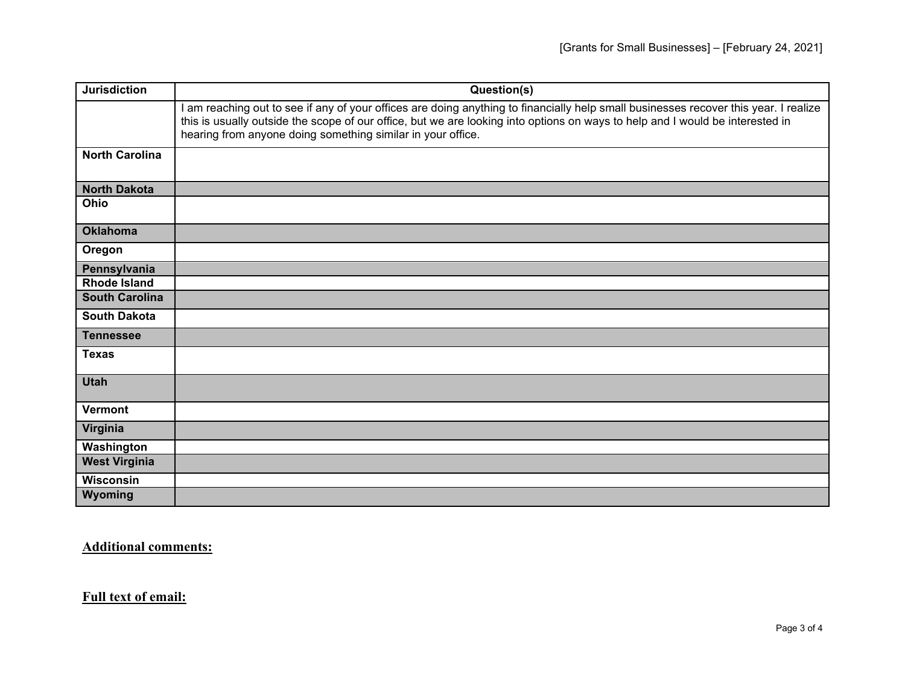| Jurisdiction | Question(s) |
|---|---|
| | I am reaching out to see if any of your offices are doing anything to financially help small businesses recover this year. I realize this is usually outside the scope of our office, but we are looking into options on ways to help and I would be interested in hearing from anyone doing something similar in your office. |
| **North Carolina** | |
| **North Dakota** | |
| **Ohio** | |
| **Oklahoma** | |
| **Oregon** | |
| **Pennsylvania** | |
| **Rhode Island** | |
| **South Carolina** | |
| **South Dakota** | |
| **Tennessee** | |
| **Texas** | |
| **Utah** | |
| **Vermont** | |
| **Virginia** | |
| **Washington** | |
| **West Virginia** | |
| **Wisconsin** | |
| **Wyoming** | |

**Additional comments:**

**Full text of email:**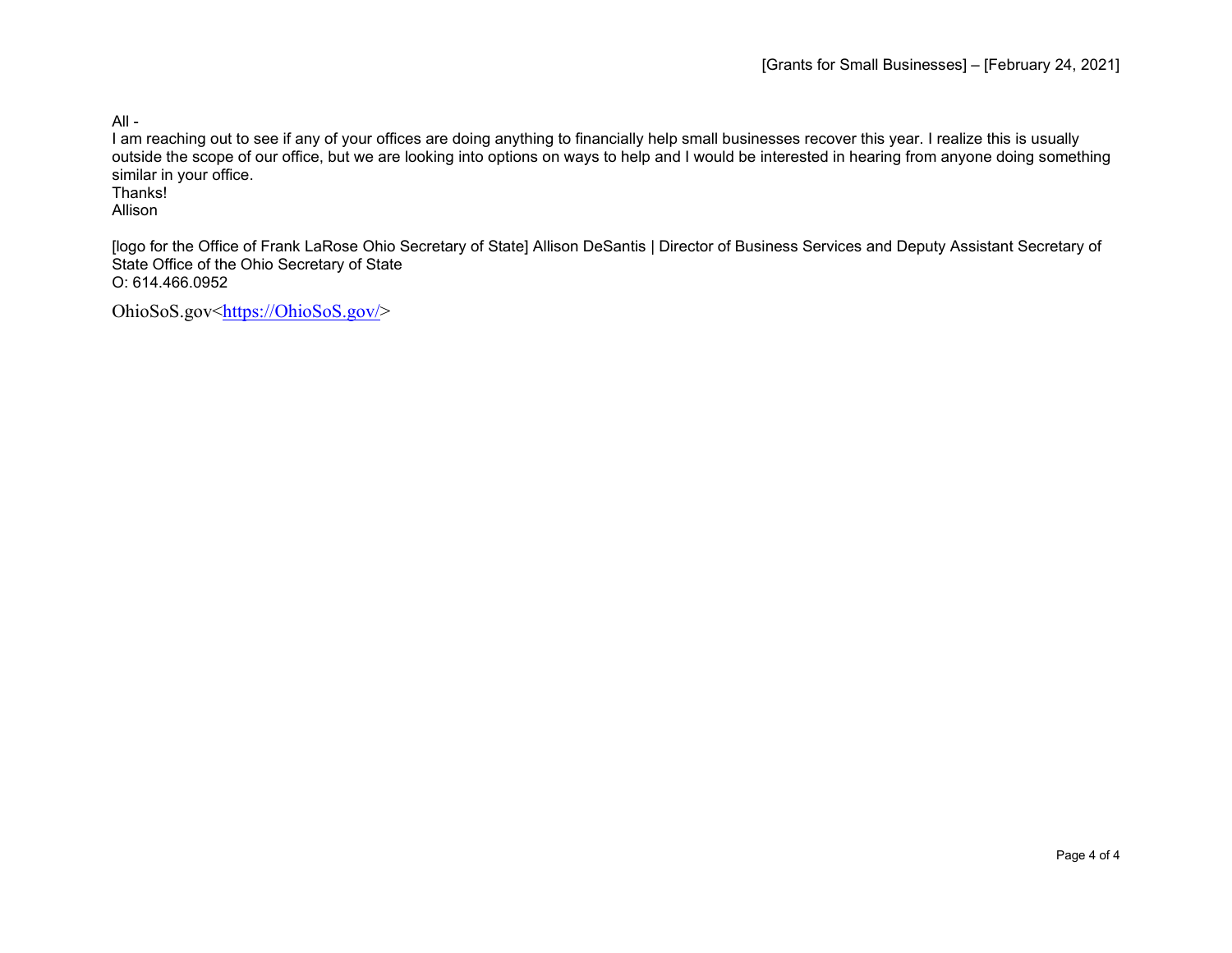All -
I am reaching out to see if any of your offices are doing anything to financially help small businesses recover this year. I realize this is usually outside the scope of our office, but we are looking into options on ways to help and I would be interested in hearing from anyone doing something similar in your office.
Thanks!
Allison

[logo for the Office of Frank LaRose Ohio Secretary of State] Allison DeSantis | Director of Business Services and Deputy Assistant Secretary of State Office of the Ohio Secretary of State
O: 614.466.0952

OhioSoS.gov<https://OhioSoS.gov/>